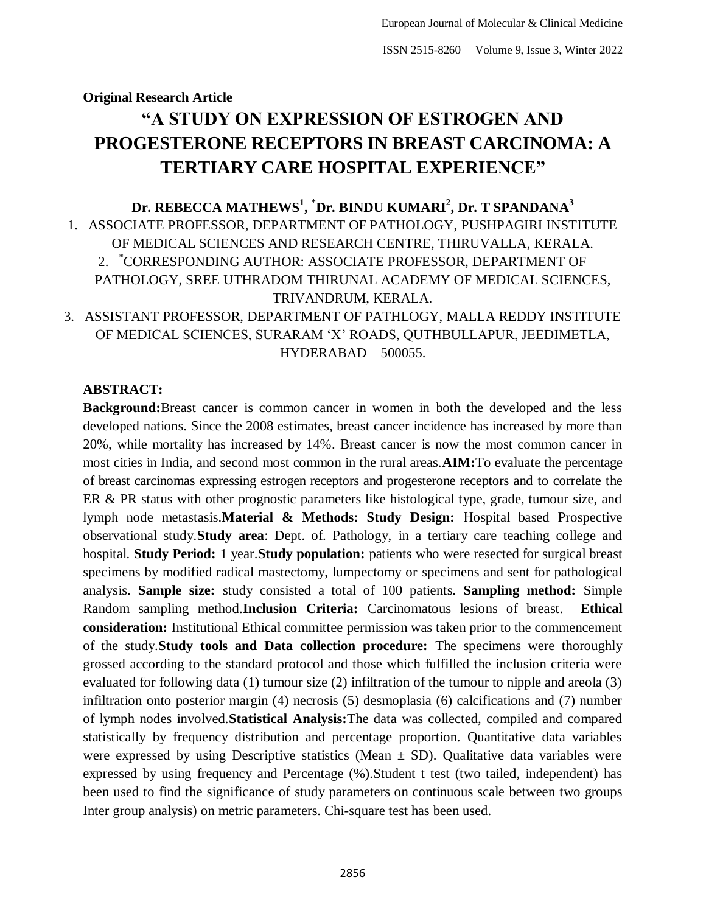**Original Research Article**

# "A STUDY ON EXPRESSION OF ESTROGEN AND PROGESTERONE RECEPTORS IN BREAST CARCINOMA: A TERTIARY CARE HOSPITAL EXPERIENCE"

**Dr. REBECCA MATHEWS[1], *Dr. BINDU KUMARI[2], Dr. T SPANDANA[3]**

1. ASSOCIATE PROFESSOR, DEPARTMENT OF PATHOLOGY, PUSHPAGIRI INSTITUTE OF MEDICAL SCIENCES AND RESEARCH CENTRE, THIRUVALLA, KERALA.
2. *CORRESPONDING AUTHOR: ASSOCIATE PROFESSOR, DEPARTMENT OF PATHOLOGY, SREE UTHRADOM THIRUNAL ACADEMY OF MEDICAL SCIENCES, TRIVANDRUM, KERALA.
3. ASSISTANT PROFESSOR, DEPARTMENT OF PATHLOGY, MALLA REDDY INSTITUTE OF MEDICAL SCIENCES, SURARAM 'X' ROADS, QUTHBULLAPUR, JEEDIMETLA, HYDERABAD – 500055.

## ABSTRACT:

**Background:**Breast cancer is common cancer in women in both the developed and the less developed nations. Since the 2008 estimates, breast cancer incidence has increased by more than 20%, while mortality has increased by 14%. Breast cancer is now the most common cancer in most cities in India, and second most common in the rural areas.**AIM:**To evaluate the percentage of breast carcinomas expressing estrogen receptors and progesterone receptors and to correlate the ER & PR status with other prognostic parameters like histological type, grade, tumour size, and lymph node metastasis.**Material & Methods: Study Design:** Hospital based Prospective observational study.**Study area**: Dept. of. Pathology, in a tertiary care teaching college and hospital. **Study Period:** 1 year.**Study population:** patients who were resected for surgical breast specimens by modified radical mastectomy, lumpectomy or specimens and sent for pathological analysis. **Sample size:** study consisted a total of 100 patients. **Sampling method:** Simple Random sampling method.**Inclusion Criteria:** Carcinomatous lesions of breast. **Ethical consideration:** Institutional Ethical committee permission was taken prior to the commencement of the study.**Study tools and Data collection procedure:** The specimens were thoroughly grossed according to the standard protocol and those which fulfilled the inclusion criteria were evaluated for following data (1) tumour size (2) infiltration of the tumour to nipple and areola (3) infiltration onto posterior margin (4) necrosis (5) desmoplasia (6) calcifications and (7) number of lymph nodes involved.**Statistical Analysis:**The data was collected, compiled and compared statistically by frequency distribution and percentage proportion. Quantitative data variables were expressed by using Descriptive statistics (Mean ± SD). Qualitative data variables were expressed by using frequency and Percentage (%).Student t test (two tailed, independent) has been used to find the significance of study parameters on continuous scale between two groups Inter group analysis) on metric parameters. Chi-square test has been used.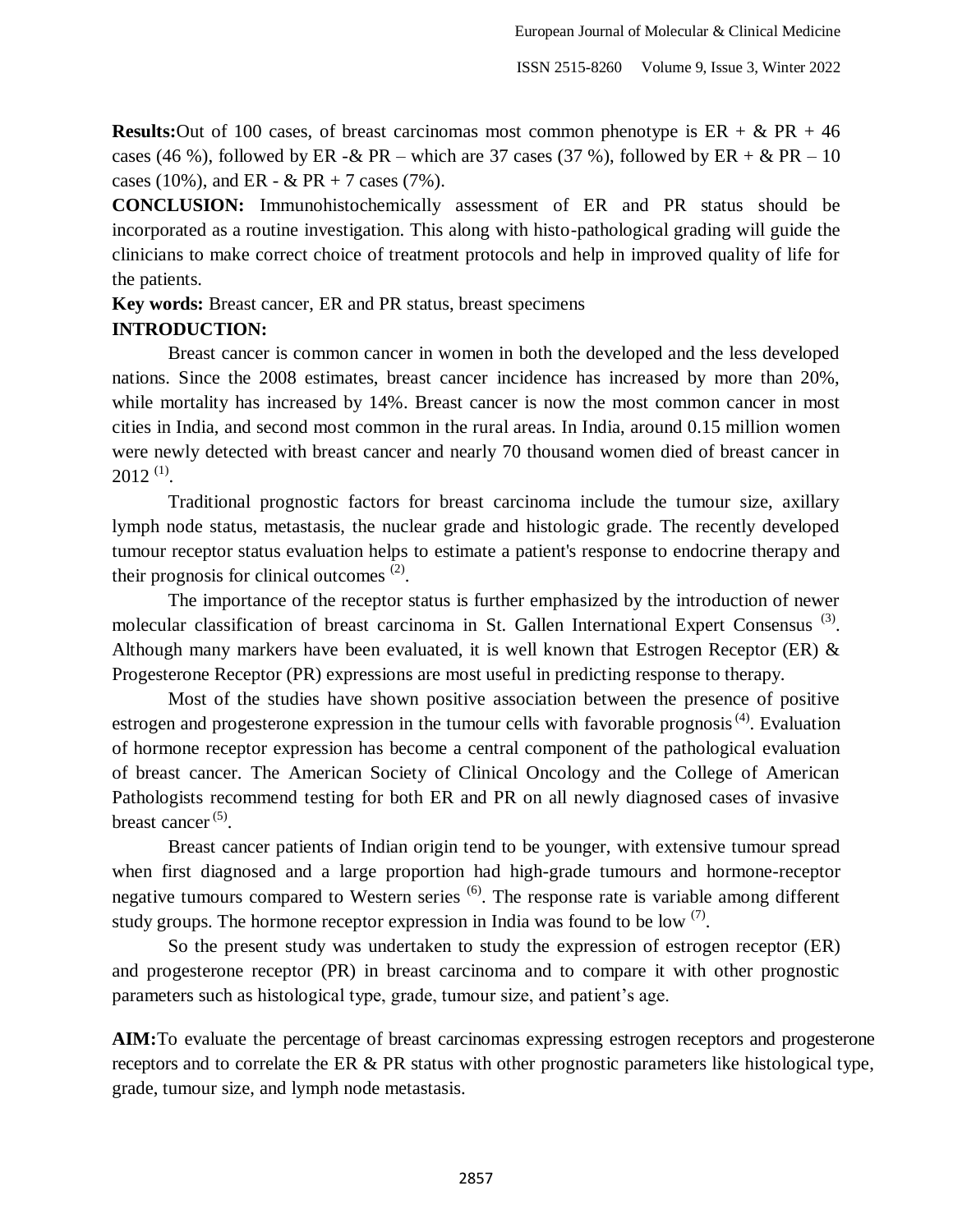**Results:**Out of 100 cases, of breast carcinomas most common phenotype is ER + & PR + 46 cases (46 %), followed by ER -& PR – which are 37 cases (37 %), followed by ER + & PR – 10 cases (10%), and ER - & PR + 7 cases (7%).

**CONCLUSION:** Immunohistochemically assessment of ER and PR status should be incorporated as a routine investigation. This along with histo-pathological grading will guide the clinicians to make correct choice of treatment protocols and help in improved quality of life for the patients.

**Key words:** Breast cancer, ER and PR status, breast specimens

**INTRODUCTION:**

Breast cancer is common cancer in women in both the developed and the less developed nations. Since the 2008 estimates, breast cancer incidence has increased by more than 20%, while mortality has increased by 14%. Breast cancer is now the most common cancer in most cities in India, and second most common in the rural areas. In India, around 0.15 million women were newly detected with breast cancer and nearly 70 thousand women died of breast cancer in 2012 (1).

Traditional prognostic factors for breast carcinoma include the tumour size, axillary lymph node status, metastasis, the nuclear grade and histologic grade. The recently developed tumour receptor status evaluation helps to estimate a patient's response to endocrine therapy and their prognosis for clinical outcomes (2).

The importance of the receptor status is further emphasized by the introduction of newer molecular classification of breast carcinoma in St. Gallen International Expert Consensus (3). Although many markers have been evaluated, it is well known that Estrogen Receptor (ER) & Progesterone Receptor (PR) expressions are most useful in predicting response to therapy.

Most of the studies have shown positive association between the presence of positive estrogen and progesterone expression in the tumour cells with favorable prognosis (4). Evaluation of hormone receptor expression has become a central component of the pathological evaluation of breast cancer. The American Society of Clinical Oncology and the College of American Pathologists recommend testing for both ER and PR on all newly diagnosed cases of invasive breast cancer (5).

Breast cancer patients of Indian origin tend to be younger, with extensive tumour spread when first diagnosed and a large proportion had high-grade tumours and hormone-receptor negative tumours compared to Western series (6). The response rate is variable among different study groups. The hormone receptor expression in India was found to be low (7).

So the present study was undertaken to study the expression of estrogen receptor (ER) and progesterone receptor (PR) in breast carcinoma and to compare it with other prognostic parameters such as histological type, grade, tumour size, and patient's age.

**AIM:**To evaluate the percentage of breast carcinomas expressing estrogen receptors and progesterone receptors and to correlate the ER & PR status with other prognostic parameters like histological type, grade, tumour size, and lymph node metastasis.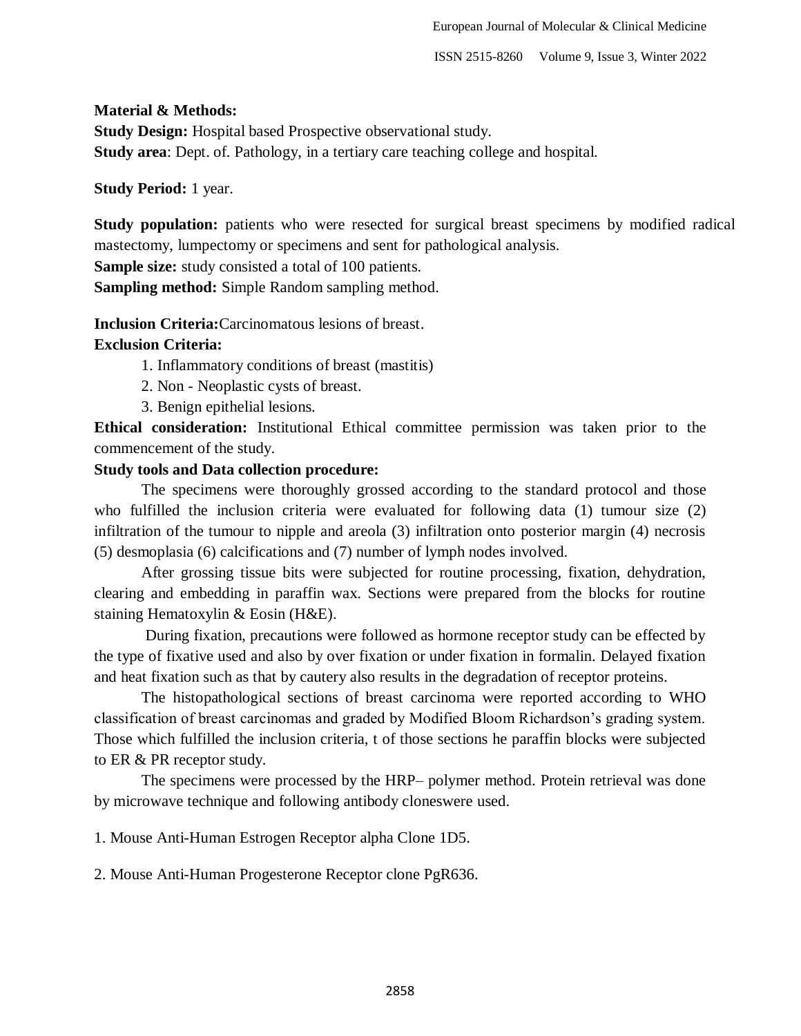**Material & Methods:**

**Study Design:** Hospital based Prospective observational study.

**Study area**: Dept. of. Pathology, in a tertiary care teaching college and hospital.

**Study Period:** 1 year.

**Study population:** patients who were resected for surgical breast specimens by modified radical mastectomy, lumpectomy or specimens and sent for pathological analysis.

**Sample size:** study consisted a total of 100 patients.

**Sampling method:** Simple Random sampling method.

**Inclusion Criteria:**Carcinomatous lesions of breast.

**Exclusion Criteria:**

1. Inflammatory conditions of breast (mastitis)
2. Non - Neoplastic cysts of breast.
3. Benign epithelial lesions.

**Ethical consideration:** Institutional Ethical committee permission was taken prior to the commencement of the study.

**Study tools and Data collection procedure:**

The specimens were thoroughly grossed according to the standard protocol and those who fulfilled the inclusion criteria were evaluated for following data (1) tumour size (2) infiltration of the tumour to nipple and areola (3) infiltration onto posterior margin (4) necrosis (5) desmoplasia (6) calcifications and (7) number of lymph nodes involved.

After grossing tissue bits were subjected for routine processing, fixation, dehydration, clearing and embedding in paraffin wax. Sections were prepared from the blocks for routine staining Hematoxylin & Eosin (H&E).

During fixation, precautions were followed as hormone receptor study can be effected by the type of fixative used and also by over fixation or under fixation in formalin. Delayed fixation and heat fixation such as that by cautery also results in the degradation of receptor proteins.

The histopathological sections of breast carcinoma were reported according to WHO classification of breast carcinomas and graded by Modified Bloom Richardson's grading system. Those which fulfilled the inclusion criteria, t of those sections he paraffin blocks were subjected to ER & PR receptor study.

The specimens were processed by the HRP– polymer method. Protein retrieval was done by microwave technique and following antibody cloneswere used.

1. Mouse Anti-Human Estrogen Receptor alpha Clone 1D5.

2. Mouse Anti-Human Progesterone Receptor clone PgR636.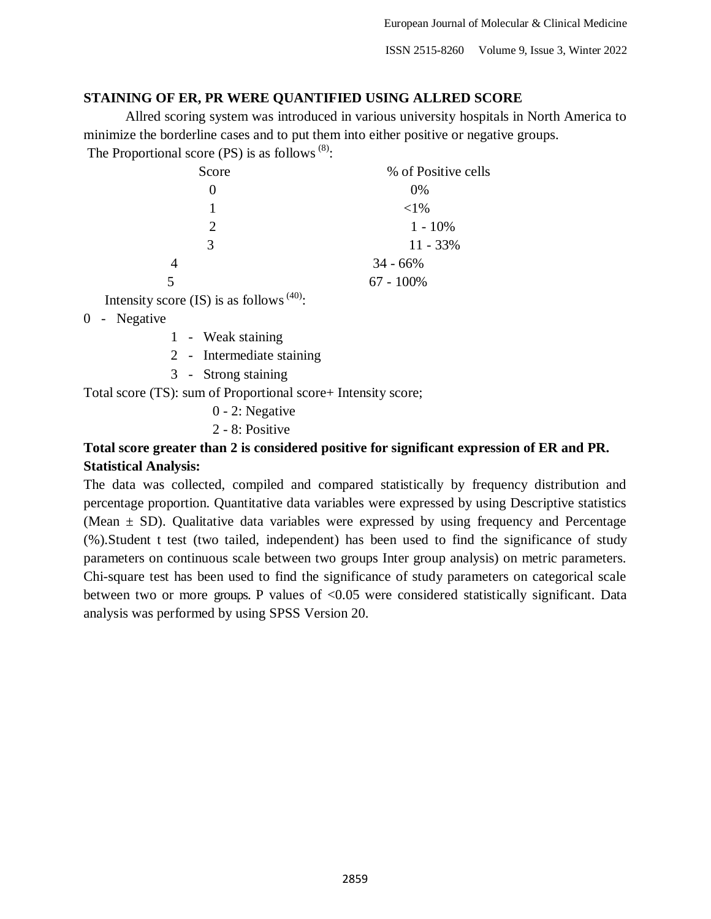### STAINING OF ER, PR WERE QUANTIFIED USING ALLRED SCORE

Allred scoring system was introduced in various university hospitals in North America to minimize the borderline cases and to put them into either positive or negative groups.

The Proportional score (PS) is as follows [8]:

| Score | % of Positive cells |
|---|---|
| 0 | 0% |
| 1 | <1% |
| 2 | 1 - 10% |
| 3 | 11 - 33% |
| 4 | 34 - 66% |
| 5 | 67 - 100% |

Intensity score (IS) is as follows [40]:

0 - Negative

1 - Weak staining

2 - Intermediate staining

3 - Strong staining

Total score (TS): sum of Proportional score+ Intensity score;

0 - 2: Negative

2 - 8: Positive

**Total score greater than 2 is considered positive for significant expression of ER and PR.**

**Statistical Analysis:**

The data was collected, compiled and compared statistically by frequency distribution and percentage proportion. Quantitative data variables were expressed by using Descriptive statistics (Mean ± SD). Qualitative data variables were expressed by using frequency and Percentage (%).Student t test (two tailed, independent) has been used to find the significance of study parameters on continuous scale between two groups Inter group analysis) on metric parameters. Chi-square test has been used to find the significance of study parameters on categorical scale between two or more groups. P values of <0.05 were considered statistically significant. Data analysis was performed by using SPSS Version 20.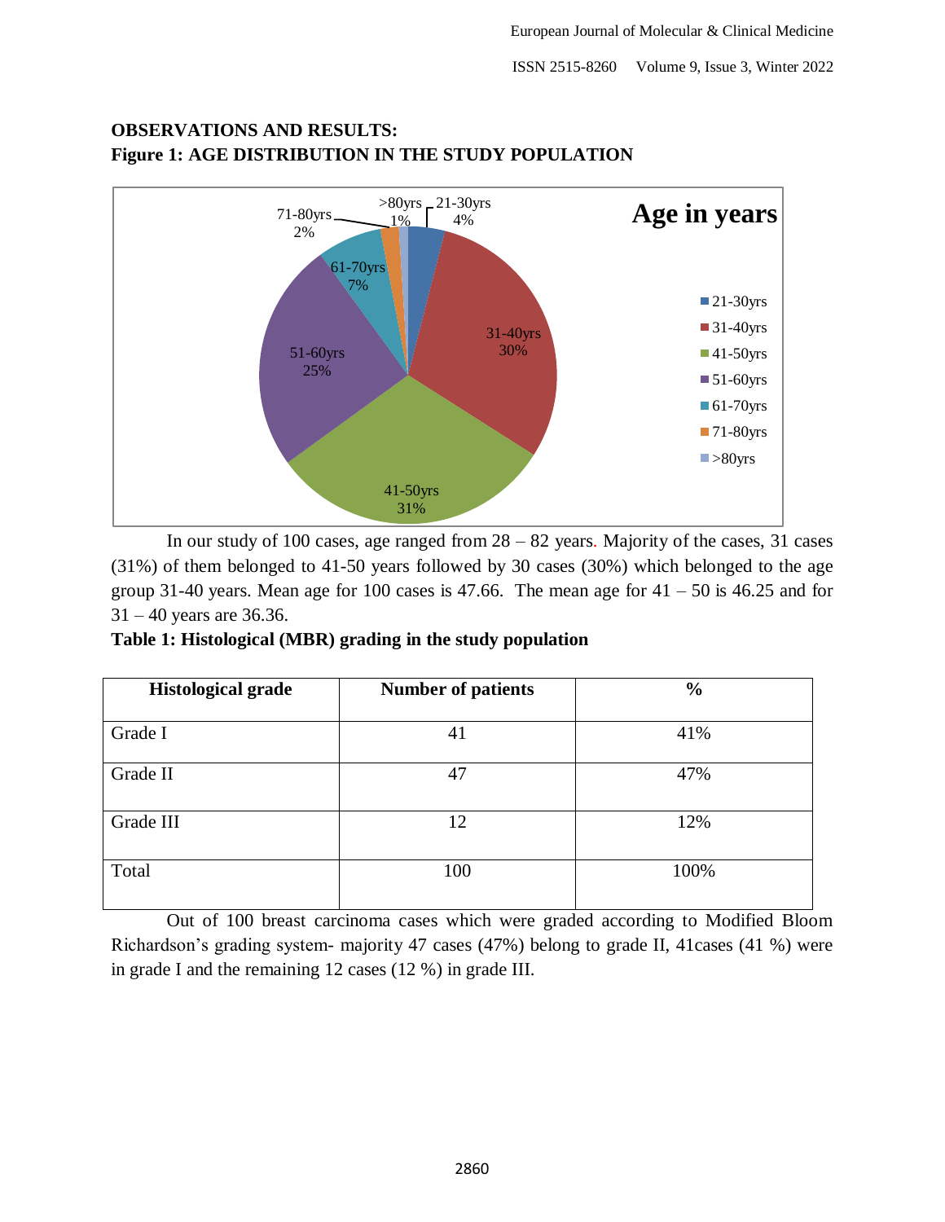## OBSERVATIONS AND RESULTS:

**Figure 1: AGE DISTRIBUTION IN THE STUDY POPULATION**

In our study of 100 cases, age ranged from 28 – 82 years. Majority of the cases, 31 cases (31%) of them belonged to 41-50 years followed by 30 cases (30%) which belonged to the age group 31-40 years. Mean age for 100 cases is 47.66. The mean age for 41 – 50 is 46.25 and for 31 – 40 years are 36.36.

**Table 1: Histological (MBR) grading in the study population**

| Histological grade | Number of patients | % |
| --- | --- | --- |
| Grade I | 41 | 41% |
| Grade II | 47 | 47% |
| Grade III | 12 | 12% |
| Total | 100 | 100% |

Out of 100 breast carcinoma cases which were graded according to Modified Bloom Richardson's grading system- majority 47 cases (47%) belong to grade II, 41cases (41 %) were in grade I and the remaining 12 cases (12 %) in grade III.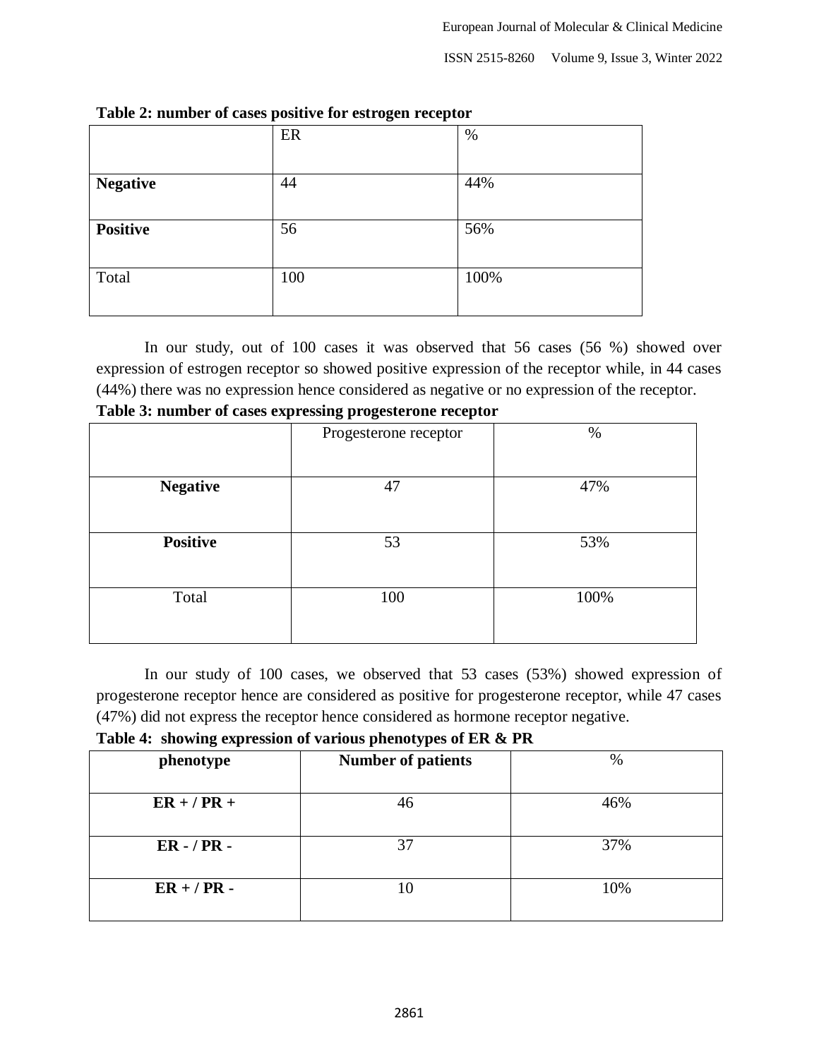**Table 2: number of cases positive for estrogen receptor**

| | ER | % |
|---|---|---|
| **Negative** | 44 | 44% |
| **Positive** | 56 | 56% |
| Total | 100 | 100% |

In our study, out of 100 cases it was observed that 56 cases (56 %) showed over expression of estrogen receptor so showed positive expression of the receptor while, in 44 cases (44%) there was no expression hence considered as negative or no expression of the receptor.

**Table 3: number of cases expressing progesterone receptor**

| | Progesterone receptor | % |
|---|---|---|
| **Negative** | 47 | 47% |
| **Positive** | 53 | 53% |
| Total | 100 | 100% |

In our study of 100 cases, we observed that 53 cases (53%) showed expression of progesterone receptor hence are considered as positive for progesterone receptor, while 47 cases (47%) did not express the receptor hence considered as hormone receptor negative.

**Table 4: showing expression of various phenotypes of ER & PR**

| phenotype | Number of patients | % |
|---|---|---|
| **ER + / PR +** | 46 | 46% |
| **ER - / PR -** | 37 | 37% |
| **ER + / PR -** | 10 | 10% |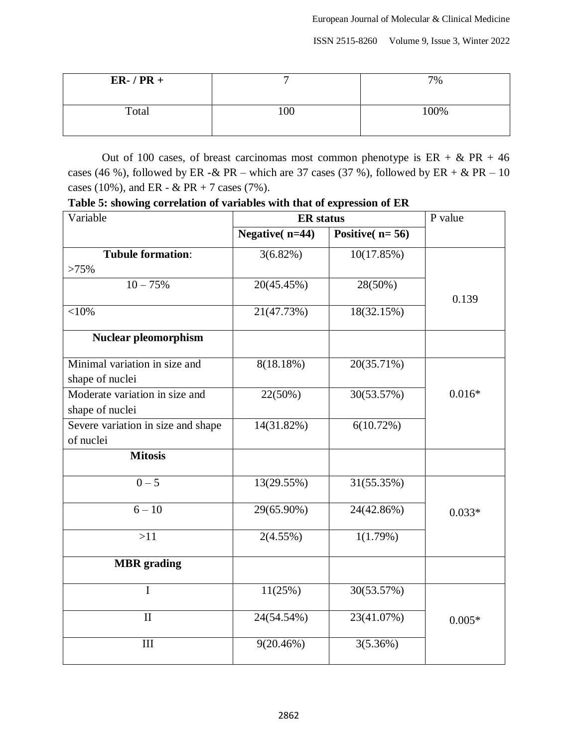| ER- / PR + | 7 | 7% |
|---|---|---|
| Total | 100 | 100% |

Out of 100 cases, of breast carcinomas most common phenotype is ER + & PR + 46 cases (46 %), followed by ER -& PR – which are 37 cases (37 %), followed by ER + & PR – 10 cases (10%), and ER - & PR + 7 cases (7%).

**Table 5: showing correlation of variables with that of expression of ER**

| Variable | ER status | | P value |
|---|---|---|---|
| | **Negative( n=44)** | **Positive( n= 56)** | |
| **Tubule formation**: >75% | 3(6.82%) | 10(17.85%) | 0.139 |
| 10 – 75% | 20(45.45%) | 28(50%) | |
| <10% | 21(47.73%) | 18(32.15%) | |
| **Nuclear pleomorphism** | | | |
| Minimal variation in size and shape of nuclei | 8(18.18%) | 20(35.71%) | 0.016* |
| Moderate variation in size and shape of nuclei | 22(50%) | 30(53.57%) | |
| Severe variation in size and shape of nuclei | 14(31.82%) | 6(10.72%) | |
| **Mitosis** | | | |
| 0 – 5 | 13(29.55%) | 31(55.35%) | 0.033* |
| 6 – 10 | 29(65.90%) | 24(42.86%) | |
| >11 | 2(4.55%) | 1(1.79%) | |
| **MBR grading** | | | |
| I | 11(25%) | 30(53.57%) | 0.005* |
| II | 24(54.54%) | 23(41.07%) | |
| III | 9(20.46%) | 3(5.36%) | |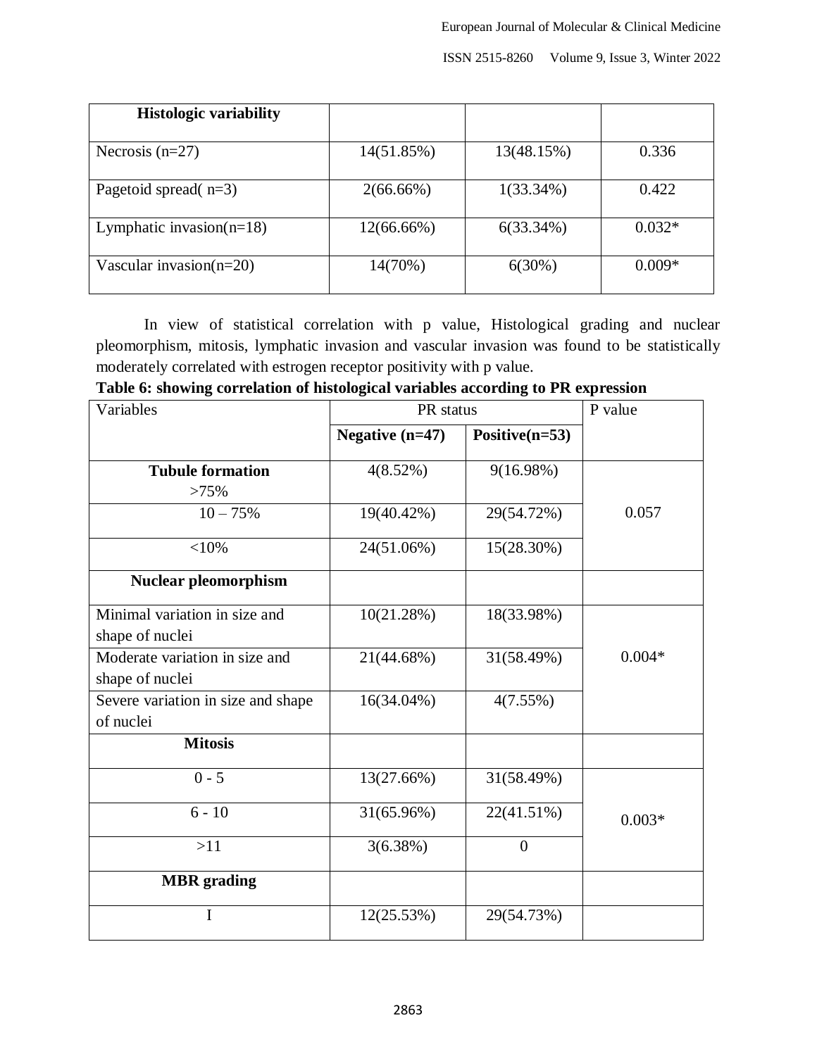| Histologic variability | | | |
|---|---|---|---|
| Necrosis (n=27) | 14(51.85%) | 13(48.15%) | 0.336 |
| Pagetoid spread( n=3) | 2(66.66%) | 1(33.34%) | 0.422 |
| Lymphatic invasion(n=18) | 12(66.66%) | 6(33.34%) | 0.032* |
| Vascular invasion(n=20) | 14(70%) | 6(30%) | 0.009* |

In view of statistical correlation with p value, Histological grading and nuclear pleomorphism, mitosis, lymphatic invasion and vascular invasion was found to be statistically moderately correlated with estrogen receptor positivity with p value.

**Table 6: showing correlation of histological variables according to PR expression**

| Variables | PR status | | P value |
|---|---|---|---|
| | **Negative (n=47)** | **Positive(n=53)** | |
| **Tubule formation** >75% | 4(8.52%) | 9(16.98%) | 0.057 |
| 10 – 75% | 19(40.42%) | 29(54.72%) | |
| <10% | 24(51.06%) | 15(28.30%) | |
| **Nuclear pleomorphism** | | | |
| Minimal variation in size and shape of nuclei | 10(21.28%) | 18(33.98%) | 0.004* |
| Moderate variation in size and shape of nuclei | 21(44.68%) | 31(58.49%) | |
| Severe variation in size and shape of nuclei | 16(34.04%) | 4(7.55%) | |
| **Mitosis** | | | |
| 0 - 5 | 13(27.66%) | 31(58.49%) | 0.003* |
| 6 - 10 | 31(65.96%) | 22(41.51%) | |
| >11 | 3(6.38%) | 0 | |
| **MBR grading** | | | |
| I | 12(25.53%) | 29(54.73%) | |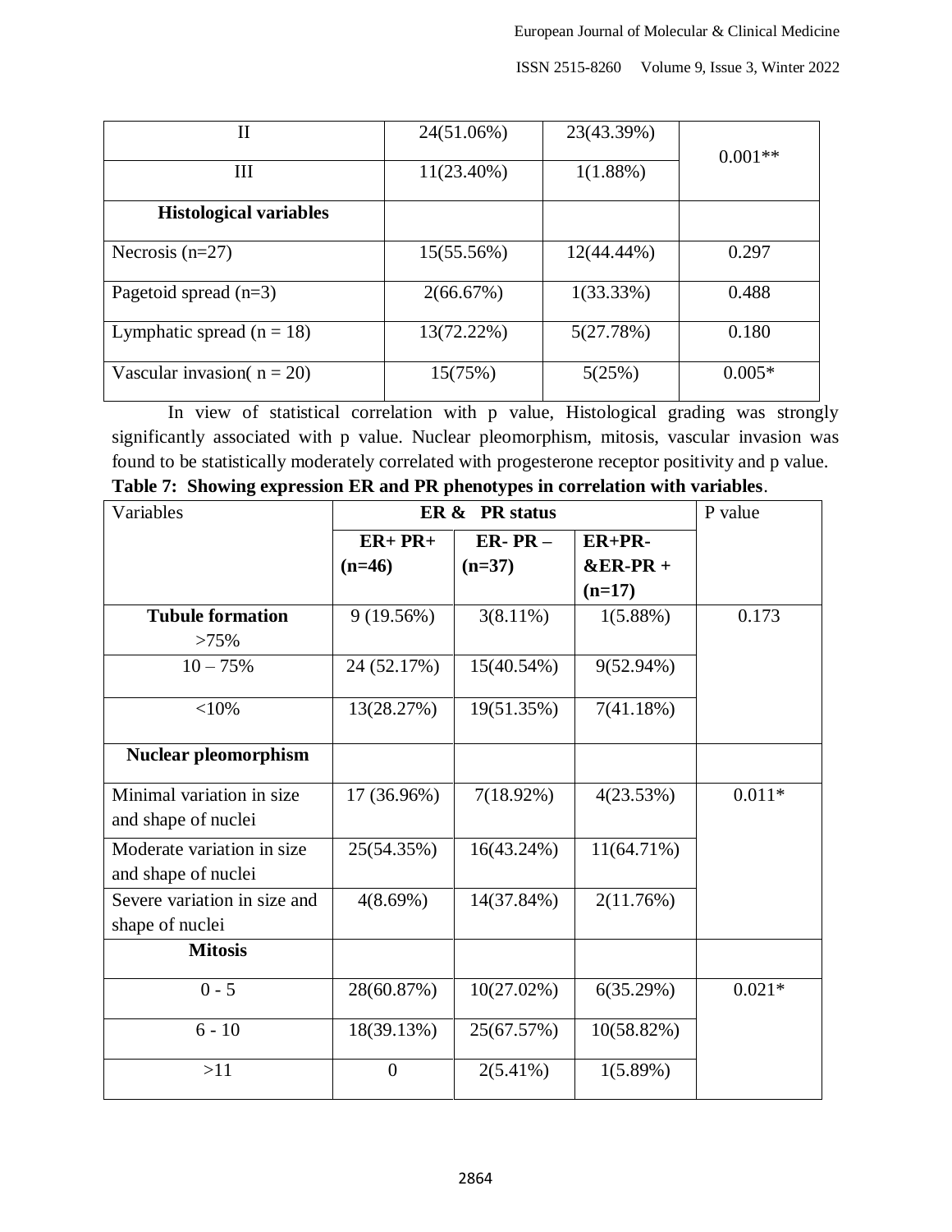| II | 24(51.06%) | 23(43.39%) | 0.001** |
|---|---|---|---|
| III | 11(23.40%) | 1(1.88%) | |
| **Histological variables** | | | |
| Necrosis (n=27) | 15(55.56%) | 12(44.44%) | 0.297 |
| Pagetoid spread (n=3) | 2(66.67%) | 1(33.33%) | 0.488 |
| Lymphatic spread (n = 18) | 13(72.22%) | 5(27.78%) | 0.180 |
| Vascular invasion( n = 20) | 15(75%) | 5(25%) | 0.005* |

In view of statistical correlation with p value, Histological grading was strongly significantly associated with p value. Nuclear pleomorphism, mitosis, vascular invasion was found to be statistically moderately correlated with progesterone receptor positivity and p value.

**Table 7: Showing expression ER and PR phenotypes in correlation with variables**.

| Variables | ER & PR status | | | P value |
|---|---|---|---|---|
| | **ER+ PR+ (n=46)** | **ER- PR – (n=37)** | **ER+PR- &ER-PR + (n=17)** | |
| **Tubule formation** >75% | 9 (19.56%) | 3(8.11%) | 1(5.88%) | 0.173 |
| 10 – 75% | 24 (52.17%) | 15(40.54%) | 9(52.94%) | |
| <10% | 13(28.27%) | 19(51.35%) | 7(41.18%) | |
| **Nuclear pleomorphism** | | | | |
| Minimal variation in size and shape of nuclei | 17 (36.96%) | 7(18.92%) | 4(23.53%) | 0.011* |
| Moderate variation in size and shape of nuclei | 25(54.35%) | 16(43.24%) | 11(64.71%) | |
| Severe variation in size and shape of nuclei | 4(8.69%) | 14(37.84%) | 2(11.76%) | |
| **Mitosis** | | | | |
| 0 - 5 | 28(60.87%) | 10(27.02%) | 6(35.29%) | 0.021* |
| 6 - 10 | 18(39.13%) | 25(67.57%) | 10(58.82%) | |
| >11 | 0 | 2(5.41%) | 1(5.89%) | |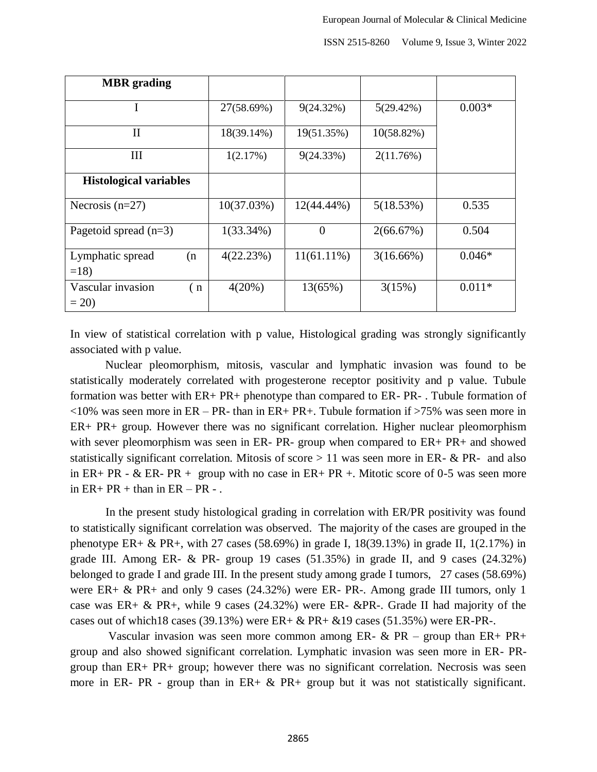| MBR grading | | | | |
|---|---|---|---|---|
| I | 27(58.69%) | 9(24.32%) | 5(29.42%) | 0.003* |
| II | 18(39.14%) | 19(51.35%) | 10(58.82%) | |
| III | 1(2.17%) | 9(24.33%) | 2(11.76%) | |
| **Histological variables** | | | | |
| Necrosis (n=27) | 10(37.03%) | 12(44.44%) | 5(18.53%) | 0.535 |
| Pagetoid spread (n=3) | 1(33.34%) | 0 | 2(66.67%) | 0.504 |
| Lymphatic spread (n =18) | 4(22.23%) | 11(61.11%) | 3(16.66%) | 0.046* |
| Vascular invasion ( n = 20) | 4(20%) | 13(65%) | 3(15%) | 0.011* |

In view of statistical correlation with p value, Histological grading was strongly significantly associated with p value.

Nuclear pleomorphism, mitosis, vascular and lymphatic invasion was found to be statistically moderately correlated with progesterone receptor positivity and p value. Tubule formation was better with ER+ PR+ phenotype than compared to ER- PR- . Tubule formation of <10% was seen more in ER – PR- than in ER+ PR+. Tubule formation if >75% was seen more in ER+ PR+ group. However there was no significant correlation. Higher nuclear pleomorphism with sever pleomorphism was seen in ER- PR- group when compared to ER+ PR+ and showed statistically significant correlation. Mitosis of score > 11 was seen more in ER- & PR- and also in ER+ PR - & ER- PR + group with no case in ER+ PR +. Mitotic score of 0-5 was seen more in ER+ PR + than in ER – PR - .

In the present study histological grading in correlation with ER/PR positivity was found to statistically significant correlation was observed. The majority of the cases are grouped in the phenotype ER+ & PR+, with 27 cases (58.69%) in grade I, 18(39.13%) in grade II, 1(2.17%) in grade III. Among ER- & PR- group 19 cases (51.35%) in grade II, and 9 cases (24.32%) belonged to grade I and grade III. In the present study among grade I tumors, 27 cases (58.69%) were ER+ & PR+ and only 9 cases (24.32%) were ER- PR-. Among grade III tumors, only 1 case was ER+ & PR+, while 9 cases (24.32%) were ER- &PR-. Grade II had majority of the cases out of which18 cases (39.13%) were ER+ & PR+ &19 cases (51.35%) were ER-PR-.

Vascular invasion was seen more common among ER- & PR – group than ER+ PR+ group and also showed significant correlation. Lymphatic invasion was seen more in ER- PR- group than ER+ PR+ group; however there was no significant correlation. Necrosis was seen more in ER- PR - group than in ER+ & PR+ group but it was not statistically significant.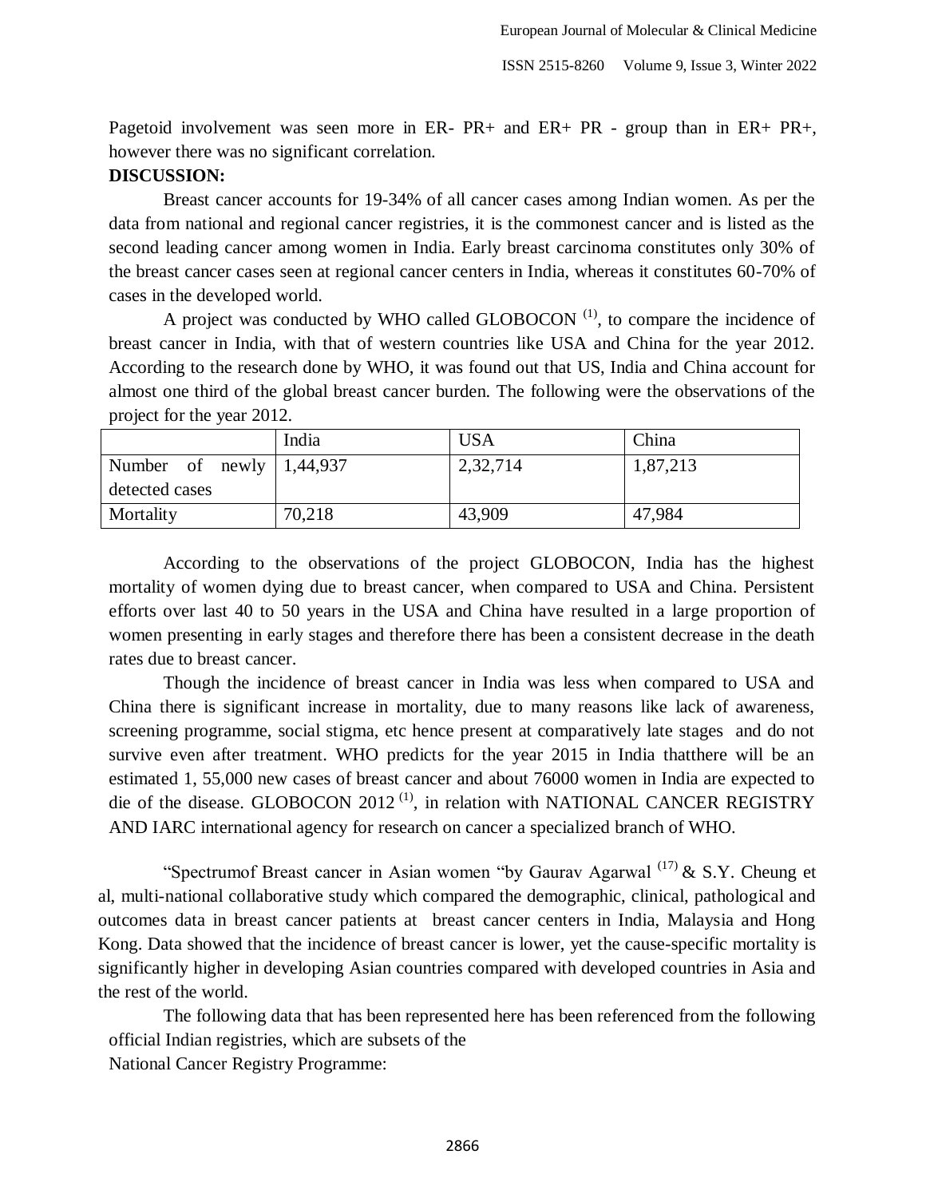Pagetoid involvement was seen more in ER- PR+ and ER+ PR - group than in ER+ PR+, however there was no significant correlation.

**DISCUSSION:**

Breast cancer accounts for 19-34% of all cancer cases among Indian women. As per the data from national and regional cancer registries, it is the commonest cancer and is listed as the second leading cancer among women in India. Early breast carcinoma constitutes only 30% of the breast cancer cases seen at regional cancer centers in India, whereas it constitutes 60-70% of cases in the developed world.

A project was conducted by WHO called GLOBOCON [(1)], to compare the incidence of breast cancer in India, with that of western countries like USA and China for the year 2012. According to the research done by WHO, it was found out that US, India and China account for almost one third of the global breast cancer burden. The following were the observations of the project for the year 2012.

| | India | USA | China |
|---|---|---|---|
| Number of newly detected cases | 1,44,937 | 2,32,714 | 1,87,213 |
| Mortality | 70,218 | 43,909 | 47,984 |

According to the observations of the project GLOBOCON, India has the highest mortality of women dying due to breast cancer, when compared to USA and China. Persistent efforts over last 40 to 50 years in the USA and China have resulted in a large proportion of women presenting in early stages and therefore there has been a consistent decrease in the death rates due to breast cancer.

Though the incidence of breast cancer in India was less when compared to USA and China there is significant increase in mortality, due to many reasons like lack of awareness, screening programme, social stigma, etc hence present at comparatively late stages and do not survive even after treatment. WHO predicts for the year 2015 in India thatthere will be an estimated 1, 55,000 new cases of breast cancer and about 76000 women in India are expected to die of the disease. GLOBOCON 2012 [(1)], in relation with NATIONAL CANCER REGISTRY AND IARC international agency for research on cancer a specialized branch of WHO.

"Spectrumof Breast cancer in Asian women "by Gaurav Agarwal [(17)] & S.Y. Cheung et al, multi-national collaborative study which compared the demographic, clinical, pathological and outcomes data in breast cancer patients at breast cancer centers in India, Malaysia and Hong Kong. Data showed that the incidence of breast cancer is lower, yet the cause-specific mortality is significantly higher in developing Asian countries compared with developed countries in Asia and the rest of the world.

The following data that has been represented here has been referenced from the following official Indian registries, which are subsets of the National Cancer Registry Programme: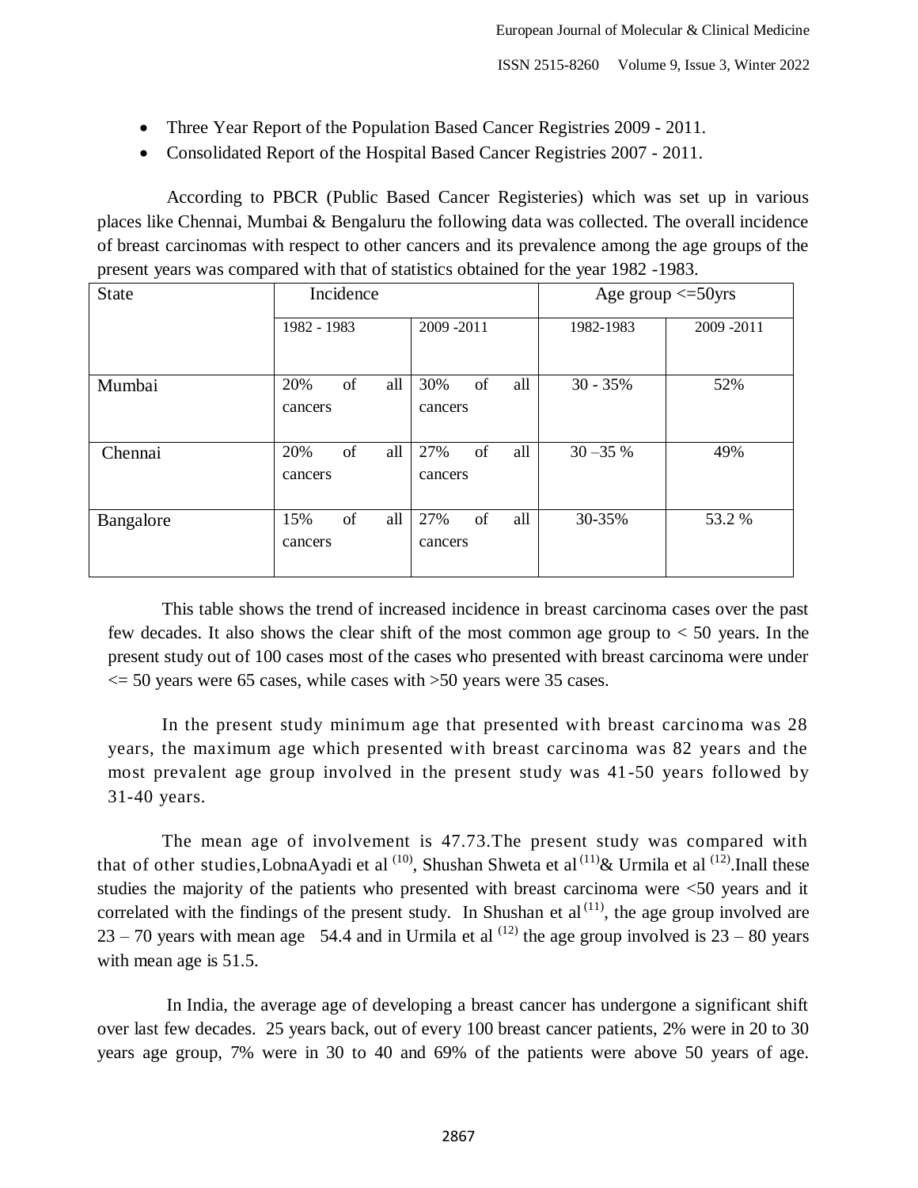- Three Year Report of the Population Based Cancer Registries 2009 - 2011.
- Consolidated Report of the Hospital Based Cancer Registries 2007 - 2011.

According to PBCR (Public Based Cancer Registeries) which was set up in various places like Chennai, Mumbai & Bengaluru the following data was collected. The overall incidence of breast carcinomas with respect to other cancers and its prevalence among the age groups of the present years was compared with that of statistics obtained for the year 1982 -1983.

| State | Incidence | | Age group <=50yrs | |
|---|---|---|---|---|
| | 1982 - 1983 | 2009 -2011 | 1982-1983 | 2009 -2011 |
| Mumbai | 20% of all cancers | 30% of all cancers | 30 - 35% | 52% |
| Chennai | 20% of all cancers | 27% of all cancers | 30 –35 % | 49% |
| Bangalore | 15% of all cancers | 27% of all cancers | 30-35% | 53.2 % |

This table shows the trend of increased incidence in breast carcinoma cases over the past few decades. It also shows the clear shift of the most common age group to < 50 years. In the present study out of 100 cases most of the cases who presented with breast carcinoma were under <= 50 years were 65 cases, while cases with >50 years were 35 cases.

In the present study minimum age that presented with breast carcinoma was 28 years, the maximum age which presented with breast carcinoma was 82 years and the most prevalent age group involved in the present study was 41-50 years followed by 31-40 years.

The mean age of involvement is 47.73.The present study was compared with that of other studies,LobnaAyadi et al [10], Shushan Shweta et al[11]& Urmila et al [12].Inall these studies the majority of the patients who presented with breast carcinoma were <50 years and it correlated with the findings of the present study. In Shushan et al[11], the age group involved are 23 – 70 years with mean age 54.4 and in Urmila et al [12] the age group involved is 23 – 80 years with mean age is 51.5.

In India, the average age of developing a breast cancer has undergone a significant shift over last few decades. 25 years back, out of every 100 breast cancer patients, 2% were in 20 to 30 years age group, 7% were in 30 to 40 and 69% of the patients were above 50 years of age.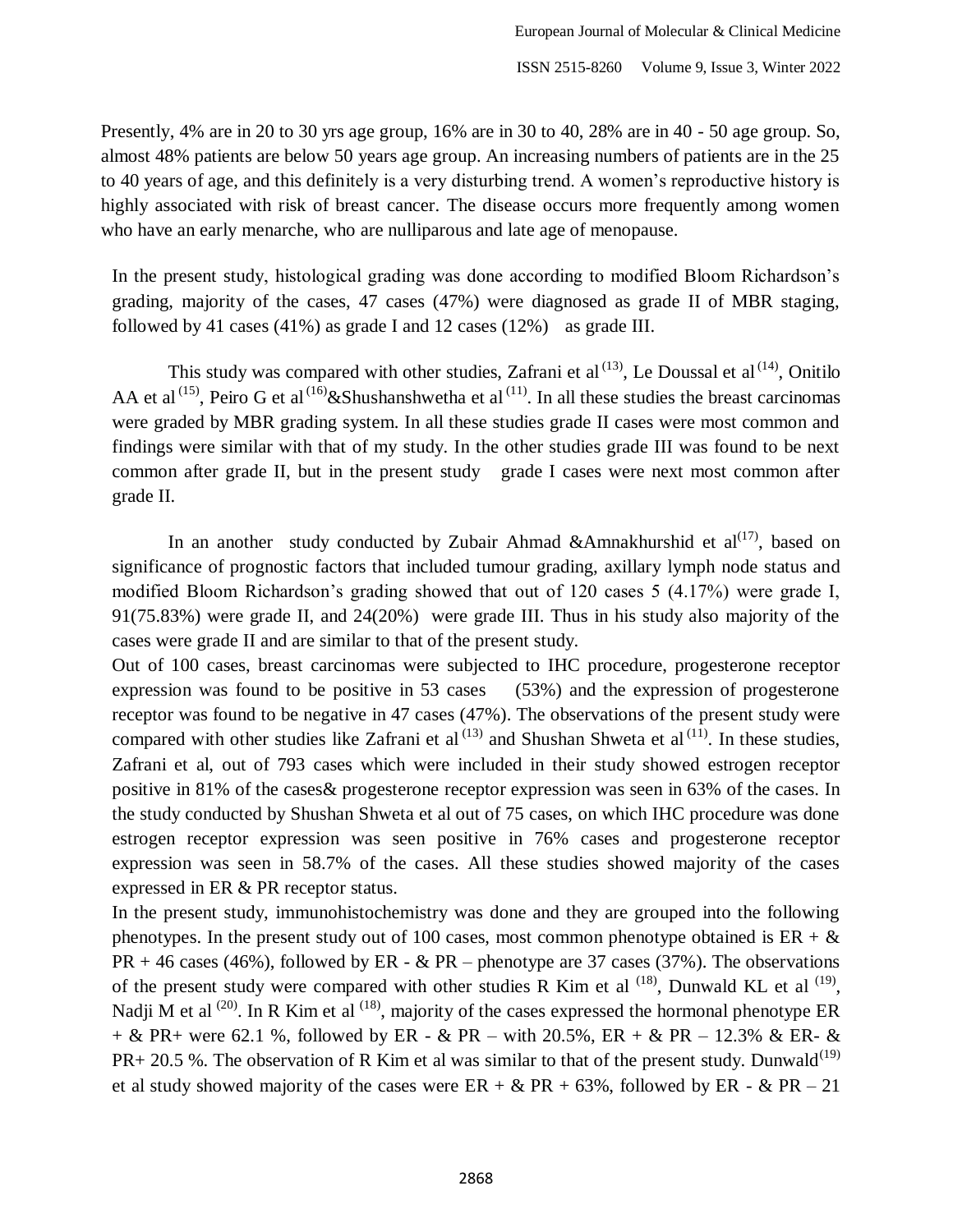Presently, 4% are in 20 to 30 yrs age group, 16% are in 30 to 40, 28% are in 40 - 50 age group. So, almost 48% patients are below 50 years age group. An increasing numbers of patients are in the 25 to 40 years of age, and this definitely is a very disturbing trend. A women's reproductive history is highly associated with risk of breast cancer. The disease occurs more frequently among women who have an early menarche, who are nulliparous and late age of menopause.

In the present study, histological grading was done according to modified Bloom Richardson's grading, majority of the cases, 47 cases (47%) were diagnosed as grade II of MBR staging, followed by 41 cases (41%) as grade I and 12 cases (12%) as grade III.

This study was compared with other studies, Zafrani et al [13], Le Doussal et al [14], Onitilo AA et al [15], Peiro G et al [16]&Shushanshwetha et al [11]. In all these studies the breast carcinomas were graded by MBR grading system. In all these studies grade II cases were most common and findings were similar with that of my study. In the other studies grade III was found to be next common after grade II, but in the present study grade I cases were next most common after grade II.

In an another study conducted by Zubair Ahmad &Amnakhurshid et al[17], based on significance of prognostic factors that included tumour grading, axillary lymph node status and modified Bloom Richardson's grading showed that out of 120 cases 5 (4.17%) were grade I, 91(75.83%) were grade II, and 24(20%) were grade III. Thus in his study also majority of the cases were grade II and are similar to that of the present study.

Out of 100 cases, breast carcinomas were subjected to IHC procedure, progesterone receptor expression was found to be positive in 53 cases (53%) and the expression of progesterone receptor was found to be negative in 47 cases (47%). The observations of the present study were compared with other studies like Zafrani et al [13] and Shushan Shweta et al [11]. In these studies, Zafrani et al, out of 793 cases which were included in their study showed estrogen receptor positive in 81% of the cases& progesterone receptor expression was seen in 63% of the cases. In the study conducted by Shushan Shweta et al out of 75 cases, on which IHC procedure was done estrogen receptor expression was seen positive in 76% cases and progesterone receptor expression was seen in 58.7% of the cases. All these studies showed majority of the cases expressed in ER & PR receptor status.

In the present study, immunohistochemistry was done and they are grouped into the following phenotypes. In the present study out of 100 cases, most common phenotype obtained is ER + & PR + 46 cases (46%), followed by ER - & PR – phenotype are 37 cases (37%). The observations of the present study were compared with other studies R Kim et al [18], Dunwald KL et al [19], Nadji M et al [20]. In R Kim et al [18], majority of the cases expressed the hormonal phenotype ER + & PR+ were 62.1 %, followed by ER - & PR – with 20.5%, ER + & PR – 12.3% & ER- & PR+ 20.5 %. The observation of R Kim et al was similar to that of the present study. Dunwald[19] et al study showed majority of the cases were ER + & PR + 63%, followed by ER - & PR – 21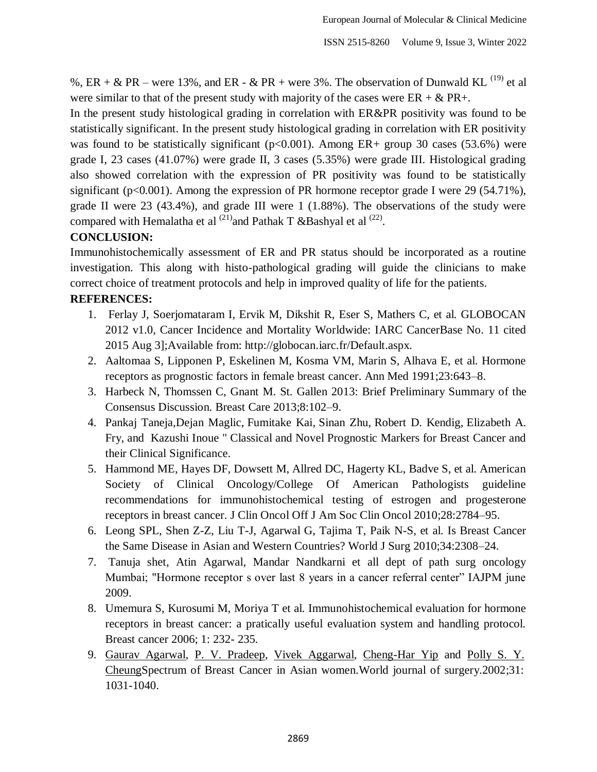%, ER + & PR – were 13%, and ER - & PR + were 3%. The observation of Dunwald KL [19] et al were similar to that of the present study with majority of the cases were ER + & PR+.

In the present study histological grading in correlation with ER&PR positivity was found to be statistically significant. In the present study histological grading in correlation with ER positivity was found to be statistically significant ($p<0.001$). Among ER+ group 30 cases (53.6%) were grade I, 23 cases (41.07%) were grade II, 3 cases (5.35%) were grade III. Histological grading also showed correlation with the expression of PR positivity was found to be statistically significant ($p<0.001$). Among the expression of PR hormone receptor grade I were 29 (54.71%), grade II were 23 (43.4%), and grade III were 1 (1.88%). The observations of the study were compared with Hemalatha et al [21] and Pathak T &Bashyal et al [22].

## CONCLUSION:

Immunohistochemically assessment of ER and PR status should be incorporated as a routine investigation. This along with histo-pathological grading will guide the clinicians to make correct choice of treatment protocols and help in improved quality of life for the patients.

## REFERENCES:

1. Ferlay J, Soerjomataram I, Ervik M, Dikshit R, Eser S, Mathers C, et al. GLOBOCAN 2012 v1.0, Cancer Incidence and Mortality Worldwide: IARC CancerBase No. 11 cited 2015 Aug 3];Available from: http://globocan.iarc.fr/Default.aspx.
2. Aaltomaa S, Lipponen P, Eskelinen M, Kosma VM, Marin S, Alhava E, et al. Hormone receptors as prognostic factors in female breast cancer. Ann Med 1991;23:643–8.
3. Harbeck N, Thomssen C, Gnant M. St. Gallen 2013: Brief Preliminary Summary of the Consensus Discussion. Breast Care 2013;8:102–9.
4. Pankaj Taneja,Dejan Maglic, Fumitake Kai, Sinan Zhu, Robert D. Kendig, Elizabeth A. Fry, and Kazushi Inoue " Classical and Novel Prognostic Markers for Breast Cancer and their Clinical Significance.
5. Hammond ME, Hayes DF, Dowsett M, Allred DC, Hagerty KL, Badve S, et al. American Society of Clinical Oncology/College Of American Pathologists guideline recommendations for immunohistochemical testing of estrogen and progesterone receptors in breast cancer. J Clin Oncol Off J Am Soc Clin Oncol 2010;28:2784–95.
6. Leong SPL, Shen Z-Z, Liu T-J, Agarwal G, Tajima T, Paik N-S, et al. Is Breast Cancer the Same Disease in Asian and Western Countries? World J Surg 2010;34:2308–24.
7. Tanuja shet, Atin Agarwal, Mandar Nandkarni et all dept of path surg oncology Mumbai; "Hormone receptor s over last 8 years in a cancer referral center" IAJPM june 2009.
8. Umemura S, Kurosumi M, Moriya T et al. Immunohistochemical evaluation for hormone receptors in breast cancer: a pratically useful evaluation system and handling protocol. Breast cancer 2006; 1: 232- 235.
9. Gaurav Agarwal, P. V. Pradeep, Vivek Aggarwal, Cheng-Har Yip and Polly S. Y. CheungSpectrum of Breast Cancer in Asian women.World journal of surgery.2002;31: 1031-1040.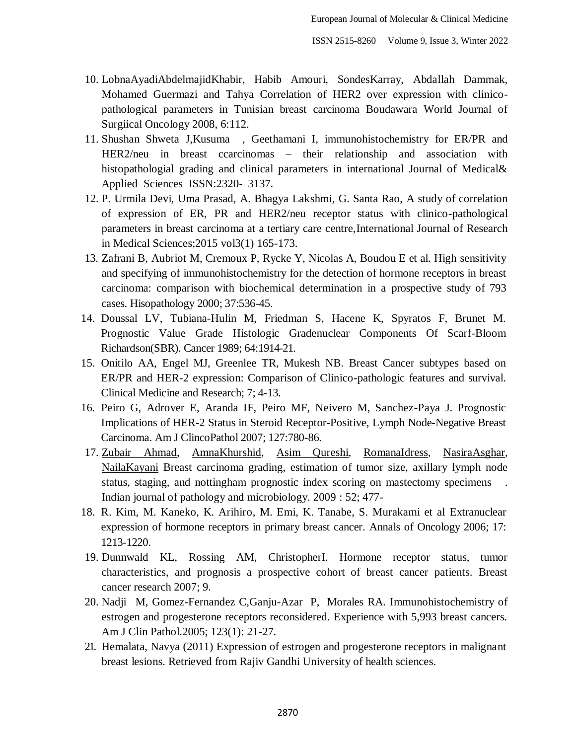10. LobnaAyadiAbdelmajidKhabir, Habib Amouri, SondesKarray, Abdallah Dammak, Mohamed Guermazi and Tahya Correlation of HER2 over expression with clinico-pathological parameters in Tunisian breast carcinoma Boudawara World Journal of Surgiical Oncology 2008, 6:112.
11. Shushan Shweta J,Kusuma , Geethamani I, immunohistochemistry for ER/PR and HER2/neu in breast ccarcinomas – their relationship and association with histopathologial grading and clinical parameters in international Journal of Medical& Applied Sciences ISSN:2320- 3137.
12. P. Urmila Devi, Uma Prasad, A. Bhagya Lakshmi, G. Santa Rao, A study of correlation of expression of ER, PR and HER2/neu receptor status with clinico-pathological parameters in breast carcinoma at a tertiary care centre,International Journal of Research in Medical Sciences;2015 vol3(1) 165-173.
13. Zafrani B, Aubriot M, Cremoux P, Rycke Y, Nicolas A, Boudou E et al. High sensitivity and specifying of immunohistochemistry for the detection of hormone receptors in breast carcinoma: comparison with biochemical determination in a prospective study of 793 cases. Hisopathology 2000; 37:536-45.
14. Doussal LV, Tubiana-Hulin M, Friedman S, Hacene K, Spyratos F, Brunet M. Prognostic Value Grade Histologic Gradenuclear Components Of Scarf-Bloom Richardson(SBR). Cancer 1989; 64:1914-21.
15. Onitilo AA, Engel MJ, Greenlee TR, Mukesh NB. Breast Cancer subtypes based on ER/PR and HER-2 expression: Comparison of Clinico-pathologic features and survival. Clinical Medicine and Research; 7; 4-13.
16. Peiro G, Adrover E, Aranda IF, Peiro MF, Neivero M, Sanchez-Paya J. Prognostic Implications of HER-2 Status in Steroid Receptor-Positive, Lymph Node-Negative Breast Carcinoma. Am J ClincoPathol 2007; 127:780-86.
17. Zubair Ahmad, AmnaKhurshid, Asim Qureshi, RomanaIdress, NasiraAsghar, NailaKayani Breast carcinoma grading, estimation of tumor size, axillary lymph node status, staging, and nottingham prognostic index scoring on mastectomy specimens . Indian journal of pathology and microbiology. 2009 : 52; 477-
18. R. Kim, M. Kaneko, K. Arihiro, M. Emi, K. Tanabe, S. Murakami et al Extranuclear expression of hormone receptors in primary breast cancer. Annals of Oncology 2006; 17: 1213-1220.
19. Dunnwald KL, Rossing AM, ChristopherI. Hormone receptor status, tumor characteristics, and prognosis a prospective cohort of breast cancer patients. Breast cancer research 2007; 9.
20. Nadji M, Gomez-Fernandez C,Ganju-Azar P, Morales RA. Immunohistochemistry of estrogen and progesterone receptors reconsidered. Experience with 5,993 breast cancers. Am J Clin Pathol.2005; 123(1): 21-27.
21. Hemalata, Navya (2011) Expression of estrogen and progesterone receptors in malignant breast lesions. Retrieved from Rajiv Gandhi University of health sciences.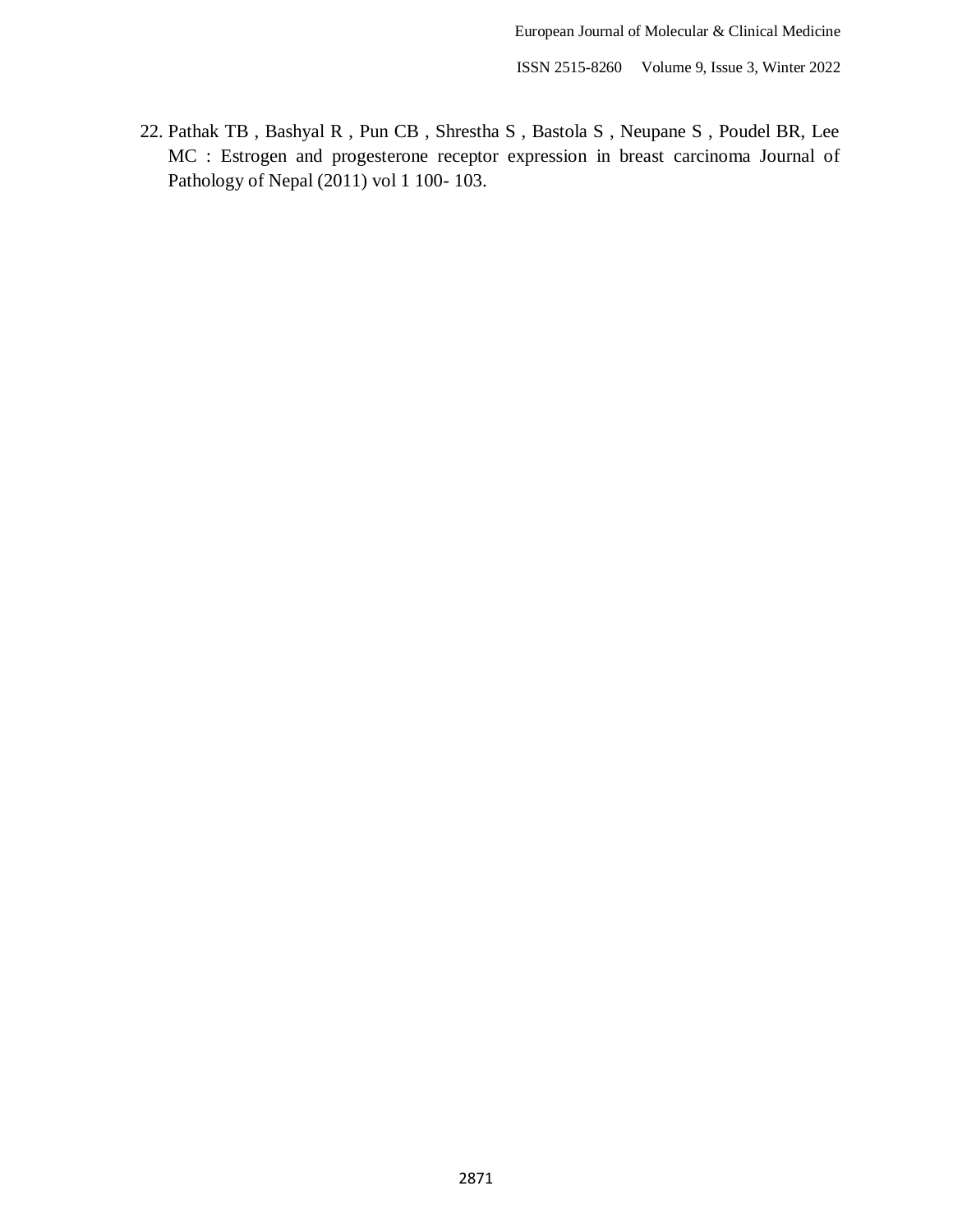22. Pathak TB , Bashyal R , Pun CB , Shrestha S , Bastola S , Neupane S , Poudel BR, Lee MC : Estrogen and progesterone receptor expression in breast carcinoma Journal of Pathology of Nepal (2011) vol 1 100- 103.